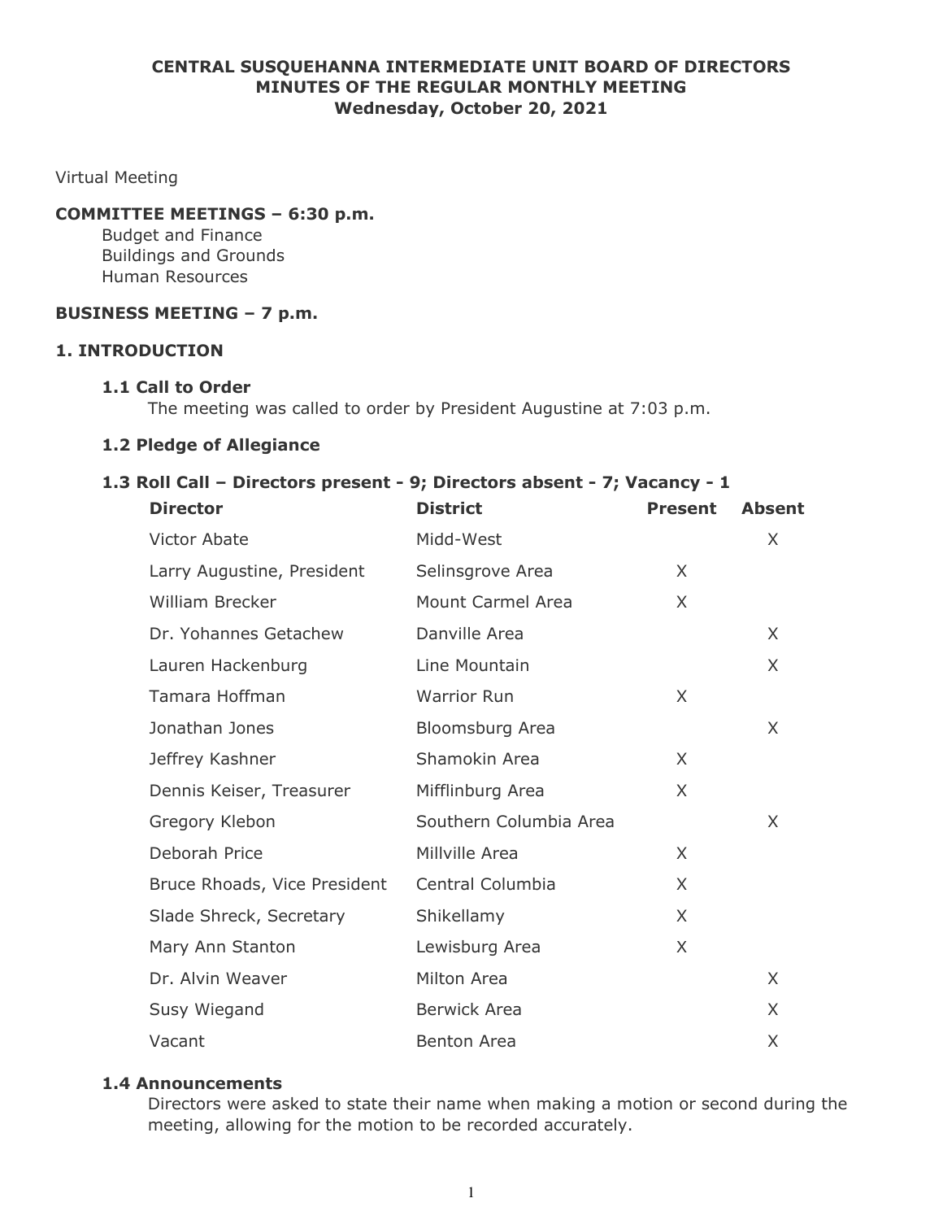**CENTRAL SUSQUEHANNA INTERMEDIATE UNIT BOARD OF DIRECTORS**
**MINUTES OF THE REGULAR MONTHLY MEETING**
**Wednesday, October 20, 2021**

Virtual Meeting

**COMMITTEE MEETINGS – 6:30 p.m.**

Budget and Finance
Buildings and Grounds
Human Resources

**BUSINESS MEETING – 7 p.m.**

## 1. INTRODUCTION

### 1.1 Call to Order

The meeting was called to order by President Augustine at 7:03 p.m.

### 1.2 Pledge of Allegiance

### 1.3 Roll Call – Directors present - 9; Directors absent - 7; Vacancy - 1

| Director | District | Present | Absent |
|---|---|---|---|
| Victor Abate | Midd-West | | X |
| Larry Augustine, President | Selinsgrove Area | X | |
| William Brecker | Mount Carmel Area | X | |
| Dr. Yohannes Getachew | Danville Area | | X |
| Lauren Hackenburg | Line Mountain | | X |
| Tamara Hoffman | Warrior Run | X | |
| Jonathan Jones | Bloomsburg Area | | X |
| Jeffrey Kashner | Shamokin Area | X | |
| Dennis Keiser, Treasurer | Mifflinburg Area | X | |
| Gregory Klebon | Southern Columbia Area | | X |
| Deborah Price | Millville Area | X | |
| Bruce Rhoads, Vice President | Central Columbia | X | |
| Slade Shreck, Secretary | Shikellamy | X | |
| Mary Ann Stanton | Lewisburg Area | X | |
| Dr. Alvin Weaver | Milton Area | | X |
| Susy Wiegand | Berwick Area | | X |
| Vacant | Benton Area | | X |

### 1.4 Announcements

Directors were asked to state their name when making a motion or second during the meeting, allowing for the motion to be recorded accurately.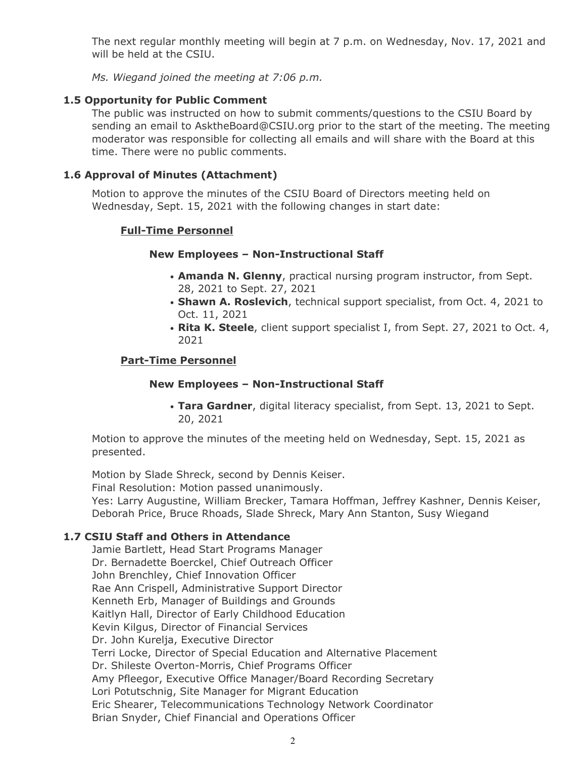The next regular monthly meeting will begin at 7 p.m. on Wednesday, Nov. 17, 2021 and will be held at the CSIU.

*Ms. Wiegand joined the meeting at 7:06 p.m.*

### 1.5 Opportunity for Public Comment

The public was instructed on how to submit comments/questions to the CSIU Board by sending an email to AsktheBoard@CSIU.org prior to the start of the meeting. The meeting moderator was responsible for collecting all emails and will share with the Board at this time. There were no public comments.

### 1.6 Approval of Minutes (Attachment)

Motion to approve the minutes of the CSIU Board of Directors meeting held on Wednesday, Sept. 15, 2021 with the following changes in start date:

**Full-Time Personnel**

**New Employees – Non-Instructional Staff**

- **Amanda N. Glenny**, practical nursing program instructor, from Sept. 28, 2021 to Sept. 27, 2021
- **Shawn A. Roslevich**, technical support specialist, from Oct. 4, 2021 to Oct. 11, 2021
- **Rita K. Steele**, client support specialist I, from Sept. 27, 2021 to Oct. 4, 2021

**Part-Time Personnel**

**New Employees – Non-Instructional Staff**

- **Tara Gardner**, digital literacy specialist, from Sept. 13, 2021 to Sept. 20, 2021

Motion to approve the minutes of the meeting held on Wednesday, Sept. 15, 2021 as presented.

Motion by Slade Shreck, second by Dennis Keiser.
Final Resolution: Motion passed unanimously.
Yes: Larry Augustine, William Brecker, Tamara Hoffman, Jeffrey Kashner, Dennis Keiser, Deborah Price, Bruce Rhoads, Slade Shreck, Mary Ann Stanton, Susy Wiegand

### 1.7 CSIU Staff and Others in Attendance

Jamie Bartlett, Head Start Programs Manager
Dr. Bernadette Boerckel, Chief Outreach Officer
John Brenchley, Chief Innovation Officer
Rae Ann Crispell, Administrative Support Director
Kenneth Erb, Manager of Buildings and Grounds
Kaitlyn Hall, Director of Early Childhood Education
Kevin Kilgus, Director of Financial Services
Dr. John Kurelja, Executive Director
Terri Locke, Director of Special Education and Alternative Placement
Dr. Shileste Overton-Morris, Chief Programs Officer
Amy Pfleegor, Executive Office Manager/Board Recording Secretary
Lori Potutschnig, Site Manager for Migrant Education
Eric Shearer, Telecommunications Technology Network Coordinator
Brian Snyder, Chief Financial and Operations Officer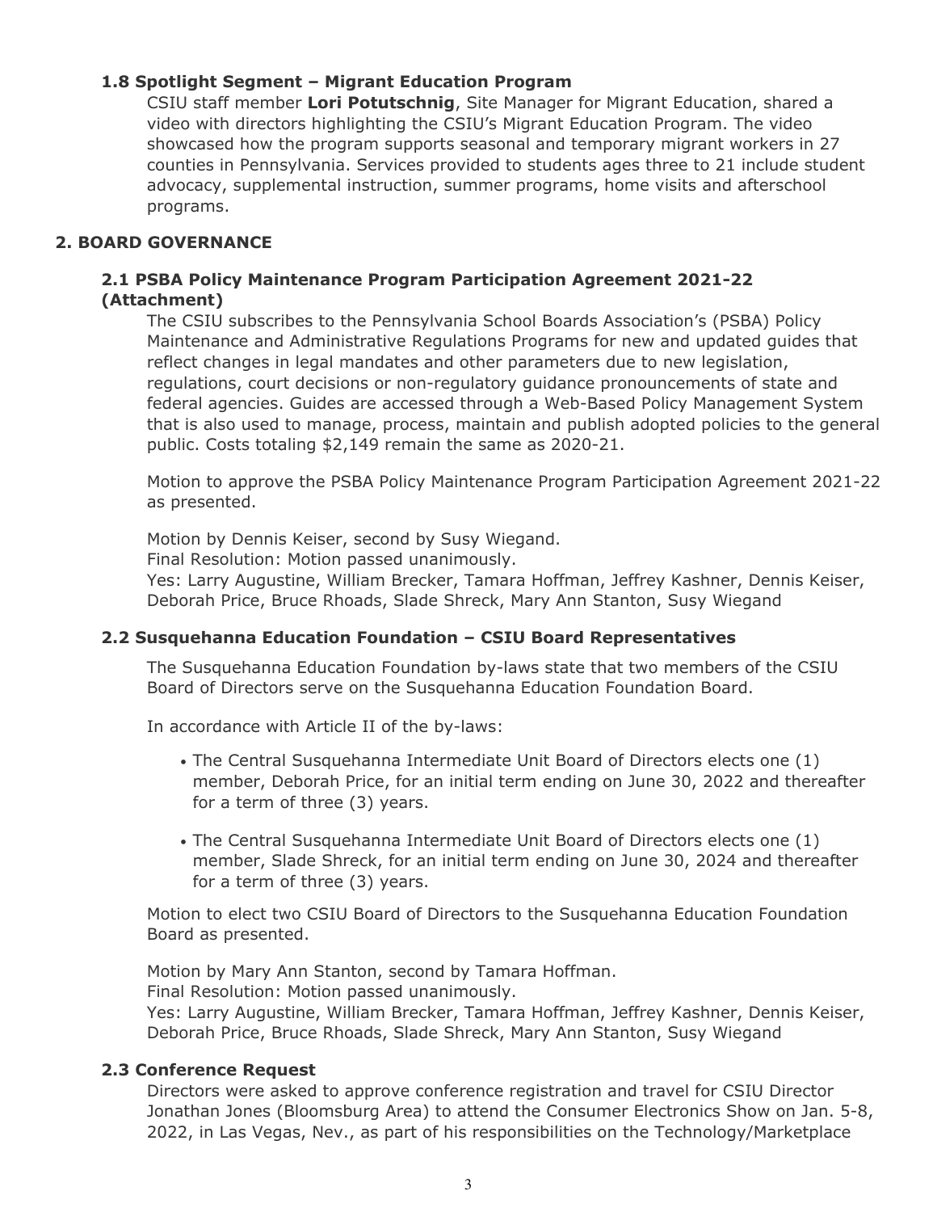### 1.8 Spotlight Segment – Migrant Education Program

CSIU staff member **Lori Potutschnig**, Site Manager for Migrant Education, shared a video with directors highlighting the CSIU's Migrant Education Program. The video showcased how the program supports seasonal and temporary migrant workers in 27 counties in Pennsylvania. Services provided to students ages three to 21 include student advocacy, supplemental instruction, summer programs, home visits and afterschool programs.

## 2. BOARD GOVERNANCE

### 2.1 PSBA Policy Maintenance Program Participation Agreement 2021-22 (Attachment)

The CSIU subscribes to the Pennsylvania School Boards Association's (PSBA) Policy Maintenance and Administrative Regulations Programs for new and updated guides that reflect changes in legal mandates and other parameters due to new legislation, regulations, court decisions or non-regulatory guidance pronouncements of state and federal agencies. Guides are accessed through a Web-Based Policy Management System that is also used to manage, process, maintain and publish adopted policies to the general public. Costs totaling $2,149 remain the same as 2020-21.

Motion to approve the PSBA Policy Maintenance Program Participation Agreement 2021-22 as presented.

Motion by Dennis Keiser, second by Susy Wiegand.
Final Resolution: Motion passed unanimously.
Yes: Larry Augustine, William Brecker, Tamara Hoffman, Jeffrey Kashner, Dennis Keiser, Deborah Price, Bruce Rhoads, Slade Shreck, Mary Ann Stanton, Susy Wiegand

### 2.2 Susquehanna Education Foundation – CSIU Board Representatives

The Susquehanna Education Foundation by-laws state that two members of the CSIU Board of Directors serve on the Susquehanna Education Foundation Board.

In accordance with Article II of the by-laws:

- The Central Susquehanna Intermediate Unit Board of Directors elects one (1) member, Deborah Price, for an initial term ending on June 30, 2022 and thereafter for a term of three (3) years.
- The Central Susquehanna Intermediate Unit Board of Directors elects one (1) member, Slade Shreck, for an initial term ending on June 30, 2024 and thereafter for a term of three (3) years.

Motion to elect two CSIU Board of Directors to the Susquehanna Education Foundation Board as presented.

Motion by Mary Ann Stanton, second by Tamara Hoffman.
Final Resolution: Motion passed unanimously.
Yes: Larry Augustine, William Brecker, Tamara Hoffman, Jeffrey Kashner, Dennis Keiser, Deborah Price, Bruce Rhoads, Slade Shreck, Mary Ann Stanton, Susy Wiegand

### 2.3 Conference Request

Directors were asked to approve conference registration and travel for CSIU Director Jonathan Jones (Bloomsburg Area) to attend the Consumer Electronics Show on Jan. 5-8, 2022, in Las Vegas, Nev., as part of his responsibilities on the Technology/Marketplace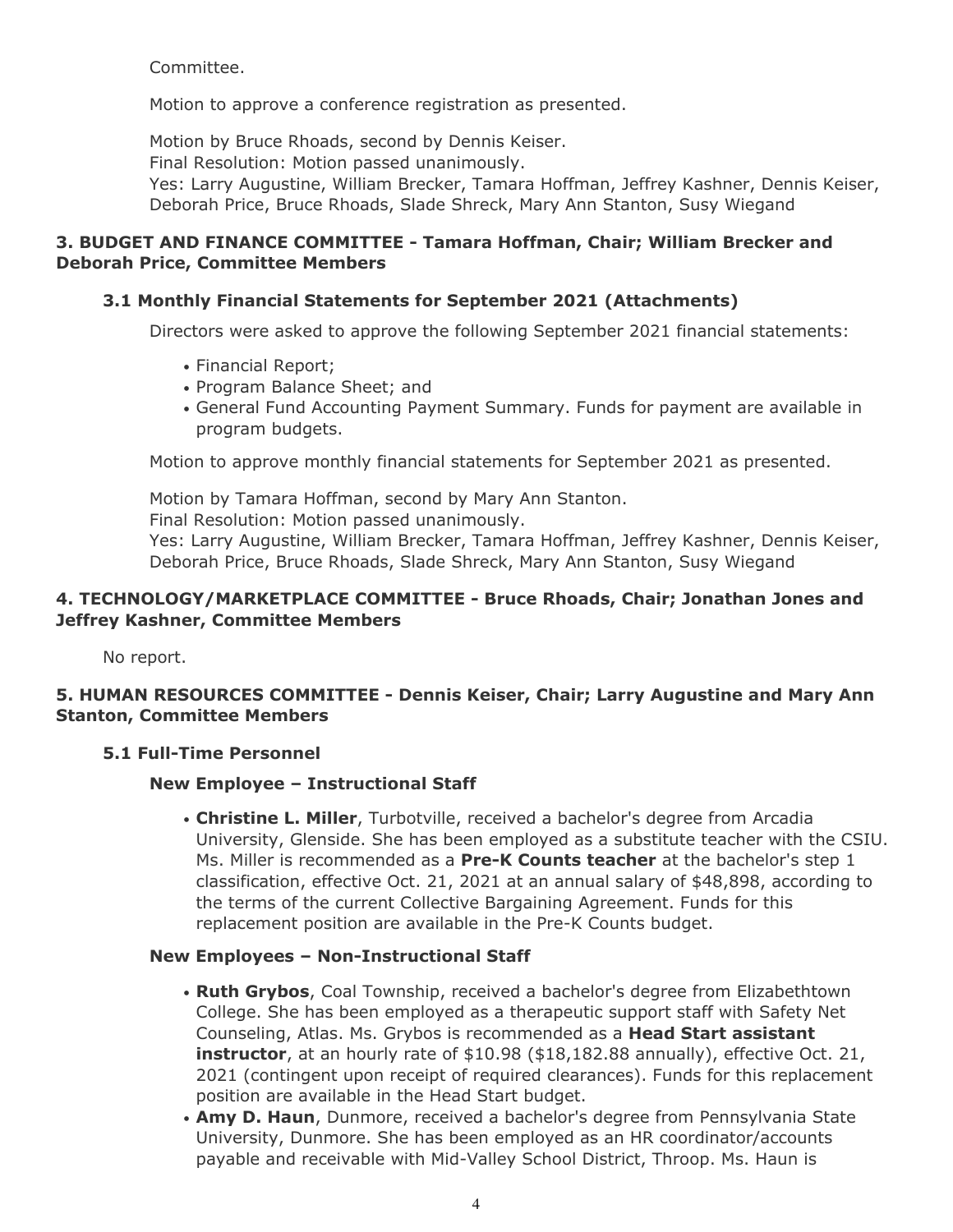Committee.

Motion to approve a conference registration as presented.

Motion by Bruce Rhoads, second by Dennis Keiser.
Final Resolution: Motion passed unanimously.
Yes: Larry Augustine, William Brecker, Tamara Hoffman, Jeffrey Kashner, Dennis Keiser, Deborah Price, Bruce Rhoads, Slade Shreck, Mary Ann Stanton, Susy Wiegand

### 3. BUDGET AND FINANCE COMMITTEE - Tamara Hoffman, Chair; William Brecker and Deborah Price, Committee Members

#### 3.1 Monthly Financial Statements for September 2021 (Attachments)

Directors were asked to approve the following September 2021 financial statements:

- Financial Report;
- Program Balance Sheet; and
- General Fund Accounting Payment Summary. Funds for payment are available in program budgets.

Motion to approve monthly financial statements for September 2021 as presented.

Motion by Tamara Hoffman, second by Mary Ann Stanton.
Final Resolution: Motion passed unanimously.
Yes: Larry Augustine, William Brecker, Tamara Hoffman, Jeffrey Kashner, Dennis Keiser, Deborah Price, Bruce Rhoads, Slade Shreck, Mary Ann Stanton, Susy Wiegand

### 4. TECHNOLOGY/MARKETPLACE COMMITTEE - Bruce Rhoads, Chair; Jonathan Jones and Jeffrey Kashner, Committee Members

No report.

### 5. HUMAN RESOURCES COMMITTEE - Dennis Keiser, Chair; Larry Augustine and Mary Ann Stanton, Committee Members

#### 5.1 Full-Time Personnel

**New Employee – Instructional Staff**

- **Christine L. Miller**, Turbotville, received a bachelor's degree from Arcadia University, Glenside. She has been employed as a substitute teacher with the CSIU. Ms. Miller is recommended as a **Pre-K Counts teacher** at the bachelor's step 1 classification, effective Oct. 21, 2021 at an annual salary of $48,898, according to the terms of the current Collective Bargaining Agreement. Funds for this replacement position are available in the Pre-K Counts budget.

**New Employees – Non-Instructional Staff**

- **Ruth Grybos**, Coal Township, received a bachelor's degree from Elizabethtown College. She has been employed as a therapeutic support staff with Safety Net Counseling, Atlas. Ms. Grybos is recommended as a **Head Start assistant instructor**, at an hourly rate of $10.98 ($18,182.88 annually), effective Oct. 21, 2021 (contingent upon receipt of required clearances). Funds for this replacement position are available in the Head Start budget.
- **Amy D. Haun**, Dunmore, received a bachelor's degree from Pennsylvania State University, Dunmore. She has been employed as an HR coordinator/accounts payable and receivable with Mid-Valley School District, Throop. Ms. Haun is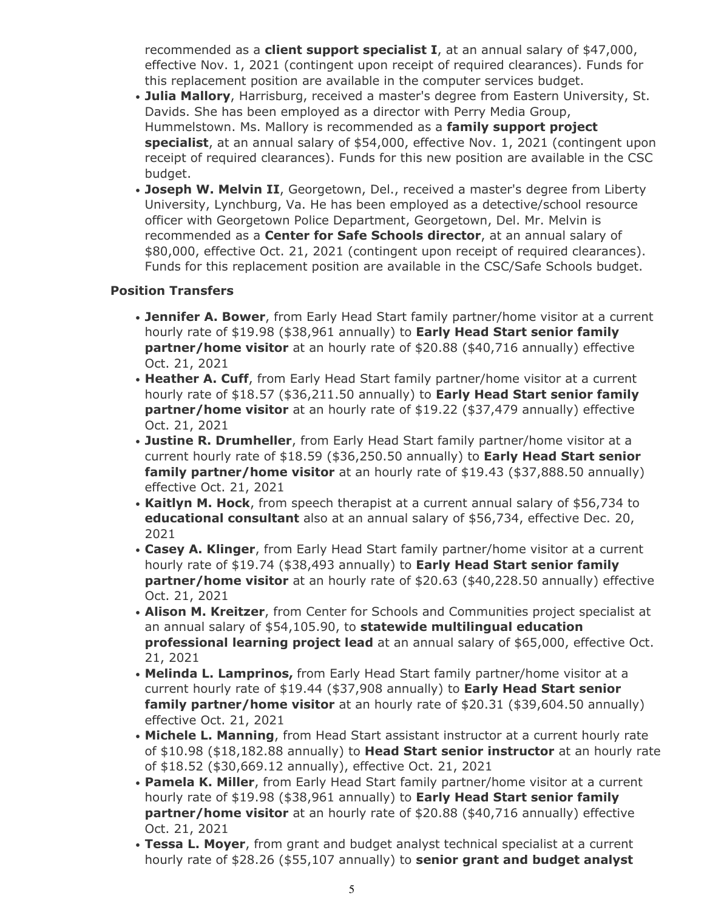recommended as a **client support specialist I**, at an annual salary of $47,000, effective Nov. 1, 2021 (contingent upon receipt of required clearances). Funds for this replacement position are available in the computer services budget.

- **Julia Mallory**, Harrisburg, received a master's degree from Eastern University, St. Davids. She has been employed as a director with Perry Media Group, Hummelstown. Ms. Mallory is recommended as a **family support project specialist**, at an annual salary of $54,000, effective Nov. 1, 2021 (contingent upon receipt of required clearances). Funds for this new position are available in the CSC budget.
- **Joseph W. Melvin II**, Georgetown, Del., received a master's degree from Liberty University, Lynchburg, Va. He has been employed as a detective/school resource officer with Georgetown Police Department, Georgetown, Del. Mr. Melvin is recommended as a **Center for Safe Schools director**, at an annual salary of $80,000, effective Oct. 21, 2021 (contingent upon receipt of required clearances). Funds for this replacement position are available in the CSC/Safe Schools budget.

**Position Transfers**

- **Jennifer A. Bower**, from Early Head Start family partner/home visitor at a current hourly rate of $19.98 ($38,961 annually) to **Early Head Start senior family partner/home visitor** at an hourly rate of $20.88 ($40,716 annually) effective Oct. 21, 2021
- **Heather A. Cuff**, from Early Head Start family partner/home visitor at a current hourly rate of $18.57 ($36,211.50 annually) to **Early Head Start senior family partner/home visitor** at an hourly rate of $19.22 ($37,479 annually) effective Oct. 21, 2021
- **Justine R. Drumheller**, from Early Head Start family partner/home visitor at a current hourly rate of $18.59 ($36,250.50 annually) to **Early Head Start senior family partner/home visitor** at an hourly rate of $19.43 ($37,888.50 annually) effective Oct. 21, 2021
- **Kaitlyn M. Hock**, from speech therapist at a current annual salary of $56,734 to **educational consultant** also at an annual salary of $56,734, effective Dec. 20, 2021
- **Casey A. Klinger**, from Early Head Start family partner/home visitor at a current hourly rate of $19.74 ($38,493 annually) to **Early Head Start senior family partner/home visitor** at an hourly rate of $20.63 ($40,228.50 annually) effective Oct. 21, 2021
- **Alison M. Kreitzer**, from Center for Schools and Communities project specialist at an annual salary of $54,105.90, to **statewide multilingual education professional learning project lead** at an annual salary of $65,000, effective Oct. 21, 2021
- **Melinda L. Lamprinos,** from Early Head Start family partner/home visitor at a current hourly rate of $19.44 ($37,908 annually) to **Early Head Start senior family partner/home visitor** at an hourly rate of $20.31 ($39,604.50 annually) effective Oct. 21, 2021
- **Michele L. Manning**, from Head Start assistant instructor at a current hourly rate of $10.98 ($18,182.88 annually) to **Head Start senior instructor** at an hourly rate of $18.52 ($30,669.12 annually), effective Oct. 21, 2021
- **Pamela K. Miller**, from Early Head Start family partner/home visitor at a current hourly rate of $19.98 ($38,961 annually) to **Early Head Start senior family partner/home visitor** at an hourly rate of $20.88 ($40,716 annually) effective Oct. 21, 2021
- **Tessa L. Moyer**, from grant and budget analyst technical specialist at a current hourly rate of $28.26 ($55,107 annually) to **senior grant and budget analyst**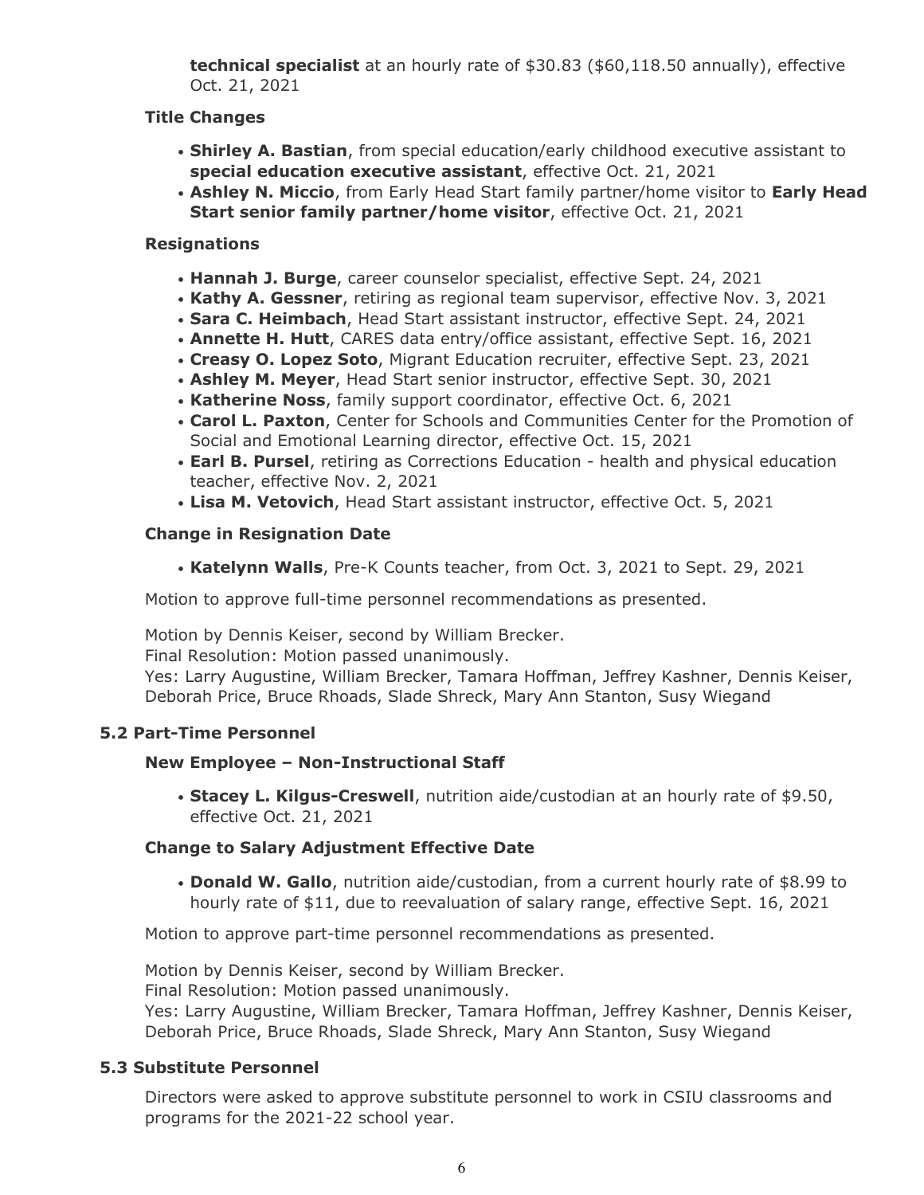**technical specialist** at an hourly rate of $30.83 ($60,118.50 annually), effective Oct. 21, 2021

#### Title Changes

- **Shirley A. Bastian**, from special education/early childhood executive assistant to **special education executive assistant**, effective Oct. 21, 2021
- **Ashley N. Miccio**, from Early Head Start family partner/home visitor to **Early Head Start senior family partner/home visitor**, effective Oct. 21, 2021

#### Resignations

- **Hannah J. Burge**, career counselor specialist, effective Sept. 24, 2021
- **Kathy A. Gessner**, retiring as regional team supervisor, effective Nov. 3, 2021
- **Sara C. Heimbach**, Head Start assistant instructor, effective Sept. 24, 2021
- **Annette H. Hutt**, CARES data entry/office assistant, effective Sept. 16, 2021
- **Creasy O. Lopez Soto**, Migrant Education recruiter, effective Sept. 23, 2021
- **Ashley M. Meyer**, Head Start senior instructor, effective Sept. 30, 2021
- **Katherine Noss**, family support coordinator, effective Oct. 6, 2021
- **Carol L. Paxton**, Center for Schools and Communities Center for the Promotion of Social and Emotional Learning director, effective Oct. 15, 2021
- **Earl B. Pursel**, retiring as Corrections Education - health and physical education teacher, effective Nov. 2, 2021
- **Lisa M. Vetovich**, Head Start assistant instructor, effective Oct. 5, 2021

#### Change in Resignation Date

- **Katelynn Walls**, Pre-K Counts teacher, from Oct. 3, 2021 to Sept. 29, 2021

Motion to approve full-time personnel recommendations as presented.

Motion by Dennis Keiser, second by William Brecker.
Final Resolution: Motion passed unanimously.
Yes: Larry Augustine, William Brecker, Tamara Hoffman, Jeffrey Kashner, Dennis Keiser, Deborah Price, Bruce Rhoads, Slade Shreck, Mary Ann Stanton, Susy Wiegand

### 5.2 Part-Time Personnel

#### New Employee – Non-Instructional Staff

- **Stacey L. Kilgus-Creswell**, nutrition aide/custodian at an hourly rate of $9.50, effective Oct. 21, 2021

#### Change to Salary Adjustment Effective Date

- **Donald W. Gallo**, nutrition aide/custodian, from a current hourly rate of $8.99 to hourly rate of $11, due to reevaluation of salary range, effective Sept. 16, 2021

Motion to approve part-time personnel recommendations as presented.

Motion by Dennis Keiser, second by William Brecker.
Final Resolution: Motion passed unanimously.
Yes: Larry Augustine, William Brecker, Tamara Hoffman, Jeffrey Kashner, Dennis Keiser, Deborah Price, Bruce Rhoads, Slade Shreck, Mary Ann Stanton, Susy Wiegand

### 5.3 Substitute Personnel

Directors were asked to approve substitute personnel to work in CSIU classrooms and programs for the 2021-22 school year.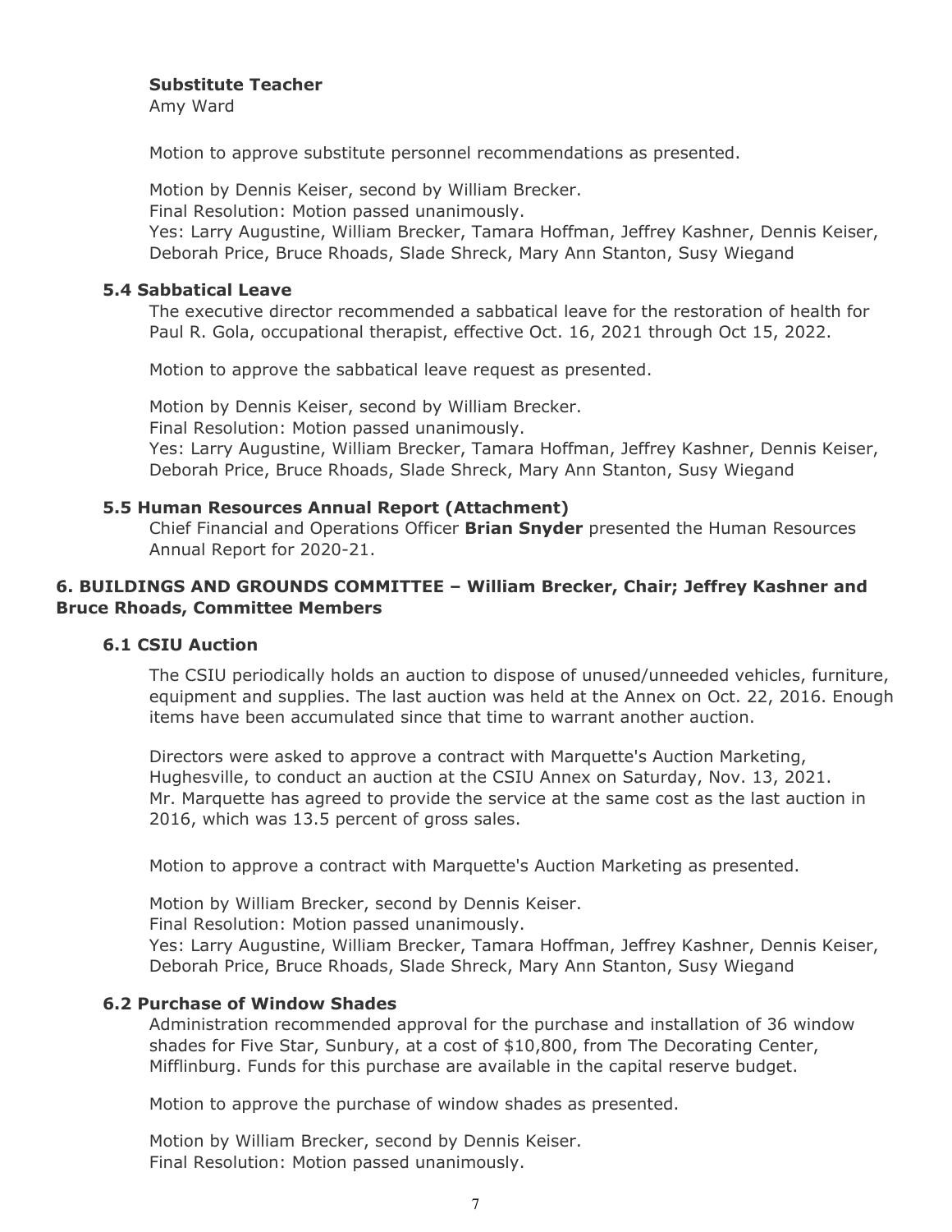**Substitute Teacher**

Amy Ward

Motion to approve substitute personnel recommendations as presented.

Motion by Dennis Keiser, second by William Brecker.
Final Resolution: Motion passed unanimously.
Yes: Larry Augustine, William Brecker, Tamara Hoffman, Jeffrey Kashner, Dennis Keiser, Deborah Price, Bruce Rhoads, Slade Shreck, Mary Ann Stanton, Susy Wiegand

### 5.4 Sabbatical Leave

The executive director recommended a sabbatical leave for the restoration of health for Paul R. Gola, occupational therapist, effective Oct. 16, 2021 through Oct 15, 2022.

Motion to approve the sabbatical leave request as presented.

Motion by Dennis Keiser, second by William Brecker.
Final Resolution: Motion passed unanimously.
Yes: Larry Augustine, William Brecker, Tamara Hoffman, Jeffrey Kashner, Dennis Keiser, Deborah Price, Bruce Rhoads, Slade Shreck, Mary Ann Stanton, Susy Wiegand

### 5.5 Human Resources Annual Report (Attachment)

Chief Financial and Operations Officer **Brian Snyder** presented the Human Resources Annual Report for 2020-21.

## 6. BUILDINGS AND GROUNDS COMMITTEE – William Brecker, Chair; Jeffrey Kashner and Bruce Rhoads, Committee Members

### 6.1 CSIU Auction

The CSIU periodically holds an auction to dispose of unused/unneeded vehicles, furniture, equipment and supplies. The last auction was held at the Annex on Oct. 22, 2016. Enough items have been accumulated since that time to warrant another auction.

Directors were asked to approve a contract with Marquette's Auction Marketing, Hughesville, to conduct an auction at the CSIU Annex on Saturday, Nov. 13, 2021. Mr. Marquette has agreed to provide the service at the same cost as the last auction in 2016, which was 13.5 percent of gross sales.

Motion to approve a contract with Marquette's Auction Marketing as presented.

Motion by William Brecker, second by Dennis Keiser.
Final Resolution: Motion passed unanimously.
Yes: Larry Augustine, William Brecker, Tamara Hoffman, Jeffrey Kashner, Dennis Keiser, Deborah Price, Bruce Rhoads, Slade Shreck, Mary Ann Stanton, Susy Wiegand

### 6.2 Purchase of Window Shades

Administration recommended approval for the purchase and installation of 36 window shades for Five Star, Sunbury, at a cost of $10,800, from The Decorating Center, Mifflinburg. Funds for this purchase are available in the capital reserve budget.

Motion to approve the purchase of window shades as presented.

Motion by William Brecker, second by Dennis Keiser.
Final Resolution: Motion passed unanimously.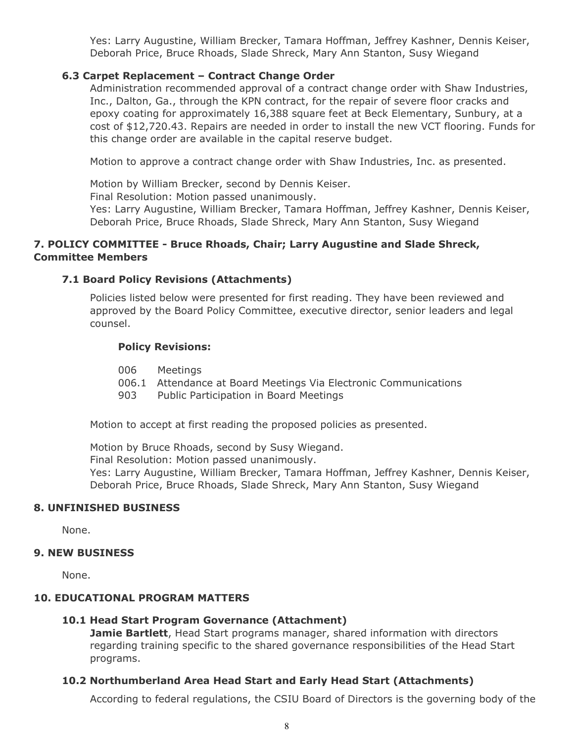Yes: Larry Augustine, William Brecker, Tamara Hoffman, Jeffrey Kashner, Dennis Keiser, Deborah Price, Bruce Rhoads, Slade Shreck, Mary Ann Stanton, Susy Wiegand

### 6.3 Carpet Replacement – Contract Change Order

Administration recommended approval of a contract change order with Shaw Industries, Inc., Dalton, Ga., through the KPN contract, for the repair of severe floor cracks and epoxy coating for approximately 16,388 square feet at Beck Elementary, Sunbury, at a cost of $12,720.43. Repairs are needed in order to install the new VCT flooring. Funds for this change order are available in the capital reserve budget.

Motion to approve a contract change order with Shaw Industries, Inc. as presented.

Motion by William Brecker, second by Dennis Keiser.
Final Resolution: Motion passed unanimously.
Yes: Larry Augustine, William Brecker, Tamara Hoffman, Jeffrey Kashner, Dennis Keiser, Deborah Price, Bruce Rhoads, Slade Shreck, Mary Ann Stanton, Susy Wiegand

## 7. POLICY COMMITTEE - Bruce Rhoads, Chair; Larry Augustine and Slade Shreck, Committee Members

### 7.1 Board Policy Revisions (Attachments)

Policies listed below were presented for first reading. They have been reviewed and approved by the Board Policy Committee, executive director, senior leaders and legal counsel.

**Policy Revisions:**

006 Meetings
006.1 Attendance at Board Meetings Via Electronic Communications
903 Public Participation in Board Meetings

Motion to accept at first reading the proposed policies as presented.

Motion by Bruce Rhoads, second by Susy Wiegand.
Final Resolution: Motion passed unanimously.
Yes: Larry Augustine, William Brecker, Tamara Hoffman, Jeffrey Kashner, Dennis Keiser, Deborah Price, Bruce Rhoads, Slade Shreck, Mary Ann Stanton, Susy Wiegand

## 8. UNFINISHED BUSINESS

None.

## 9. NEW BUSINESS

None.

## 10. EDUCATIONAL PROGRAM MATTERS

### 10.1 Head Start Program Governance (Attachment)

**Jamie Bartlett**, Head Start programs manager, shared information with directors regarding training specific to the shared governance responsibilities of the Head Start programs.

### 10.2 Northumberland Area Head Start and Early Head Start (Attachments)

According to federal regulations, the CSIU Board of Directors is the governing body of the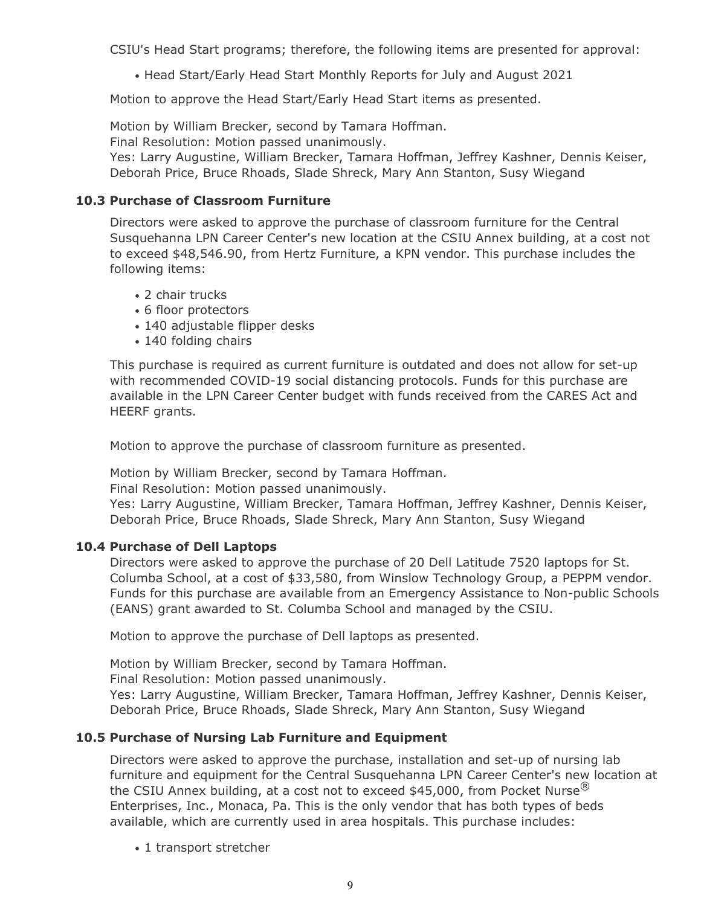CSIU's Head Start programs; therefore, the following items are presented for approval:

- Head Start/Early Head Start Monthly Reports for July and August 2021

Motion to approve the Head Start/Early Head Start items as presented.

Motion by William Brecker, second by Tamara Hoffman.
Final Resolution: Motion passed unanimously.
Yes: Larry Augustine, William Brecker, Tamara Hoffman, Jeffrey Kashner, Dennis Keiser, Deborah Price, Bruce Rhoads, Slade Shreck, Mary Ann Stanton, Susy Wiegand

### 10.3 Purchase of Classroom Furniture

Directors were asked to approve the purchase of classroom furniture for the Central Susquehanna LPN Career Center's new location at the CSIU Annex building, at a cost not to exceed $48,546.90, from Hertz Furniture, a KPN vendor. This purchase includes the following items:

- 2 chair trucks
- 6 floor protectors
- 140 adjustable flipper desks
- 140 folding chairs

This purchase is required as current furniture is outdated and does not allow for set-up with recommended COVID-19 social distancing protocols. Funds for this purchase are available in the LPN Career Center budget with funds received from the CARES Act and HEERF grants.

Motion to approve the purchase of classroom furniture as presented.

Motion by William Brecker, second by Tamara Hoffman.
Final Resolution: Motion passed unanimously.
Yes: Larry Augustine, William Brecker, Tamara Hoffman, Jeffrey Kashner, Dennis Keiser, Deborah Price, Bruce Rhoads, Slade Shreck, Mary Ann Stanton, Susy Wiegand

### 10.4 Purchase of Dell Laptops

Directors were asked to approve the purchase of 20 Dell Latitude 7520 laptops for St. Columba School, at a cost of $33,580, from Winslow Technology Group, a PEPPM vendor. Funds for this purchase are available from an Emergency Assistance to Non-public Schools (EANS) grant awarded to St. Columba School and managed by the CSIU.

Motion to approve the purchase of Dell laptops as presented.

Motion by William Brecker, second by Tamara Hoffman.
Final Resolution: Motion passed unanimously.
Yes: Larry Augustine, William Brecker, Tamara Hoffman, Jeffrey Kashner, Dennis Keiser, Deborah Price, Bruce Rhoads, Slade Shreck, Mary Ann Stanton, Susy Wiegand

### 10.5 Purchase of Nursing Lab Furniture and Equipment

Directors were asked to approve the purchase, installation and set-up of nursing lab furniture and equipment for the Central Susquehanna LPN Career Center's new location at the CSIU Annex building, at a cost not to exceed $45,000, from Pocket Nurse® Enterprises, Inc., Monaca, Pa. This is the only vendor that has both types of beds available, which are currently used in area hospitals. This purchase includes:

- 1 transport stretcher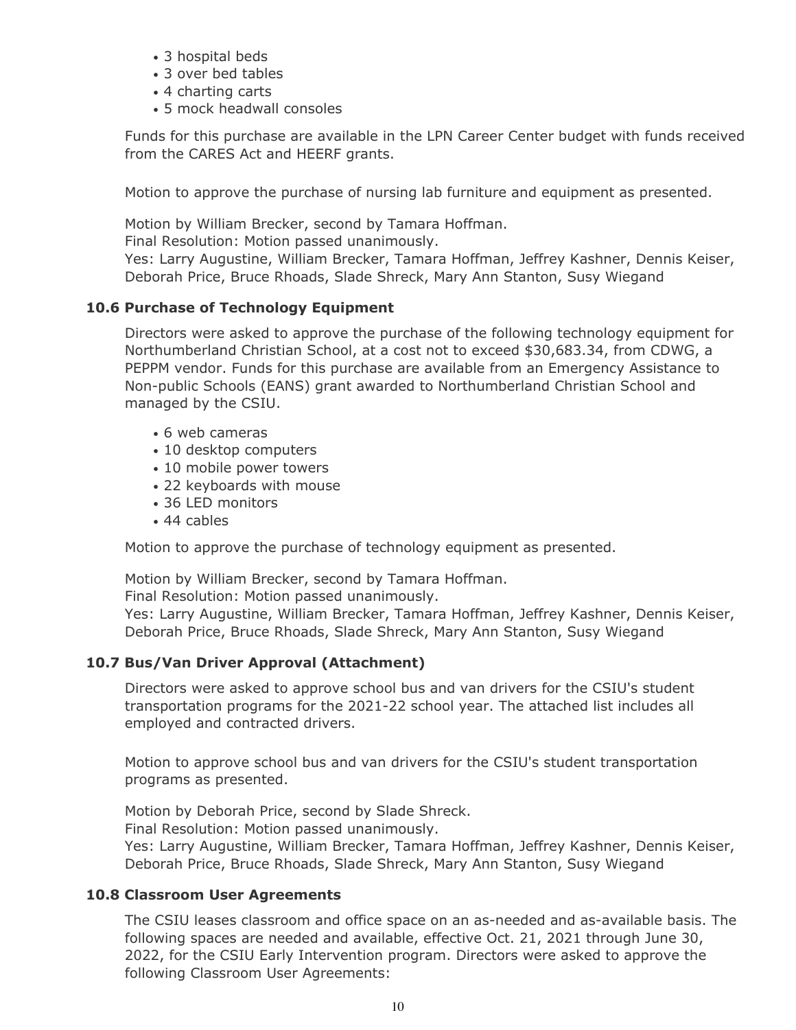- 3 hospital beds
- 3 over bed tables
- 4 charting carts
- 5 mock headwall consoles

Funds for this purchase are available in the LPN Career Center budget with funds received from the CARES Act and HEERF grants.

Motion to approve the purchase of nursing lab furniture and equipment as presented.

Motion by William Brecker, second by Tamara Hoffman.
Final Resolution: Motion passed unanimously.
Yes: Larry Augustine, William Brecker, Tamara Hoffman, Jeffrey Kashner, Dennis Keiser, Deborah Price, Bruce Rhoads, Slade Shreck, Mary Ann Stanton, Susy Wiegand

### 10.6 Purchase of Technology Equipment

Directors were asked to approve the purchase of the following technology equipment for Northumberland Christian School, at a cost not to exceed $30,683.34, from CDWG, a PEPPM vendor. Funds for this purchase are available from an Emergency Assistance to Non-public Schools (EANS) grant awarded to Northumberland Christian School and managed by the CSIU.

- 6 web cameras
- 10 desktop computers
- 10 mobile power towers
- 22 keyboards with mouse
- 36 LED monitors
- 44 cables

Motion to approve the purchase of technology equipment as presented.

Motion by William Brecker, second by Tamara Hoffman.
Final Resolution: Motion passed unanimously.
Yes: Larry Augustine, William Brecker, Tamara Hoffman, Jeffrey Kashner, Dennis Keiser, Deborah Price, Bruce Rhoads, Slade Shreck, Mary Ann Stanton, Susy Wiegand

### 10.7 Bus/Van Driver Approval (Attachment)

Directors were asked to approve school bus and van drivers for the CSIU's student transportation programs for the 2021-22 school year. The attached list includes all employed and contracted drivers.

Motion to approve school bus and van drivers for the CSIU's student transportation programs as presented.

Motion by Deborah Price, second by Slade Shreck.
Final Resolution: Motion passed unanimously.
Yes: Larry Augustine, William Brecker, Tamara Hoffman, Jeffrey Kashner, Dennis Keiser, Deborah Price, Bruce Rhoads, Slade Shreck, Mary Ann Stanton, Susy Wiegand

### 10.8 Classroom User Agreements

The CSIU leases classroom and office space on an as-needed and as-available basis. The following spaces are needed and available, effective Oct. 21, 2021 through June 30, 2022, for the CSIU Early Intervention program. Directors were asked to approve the following Classroom User Agreements: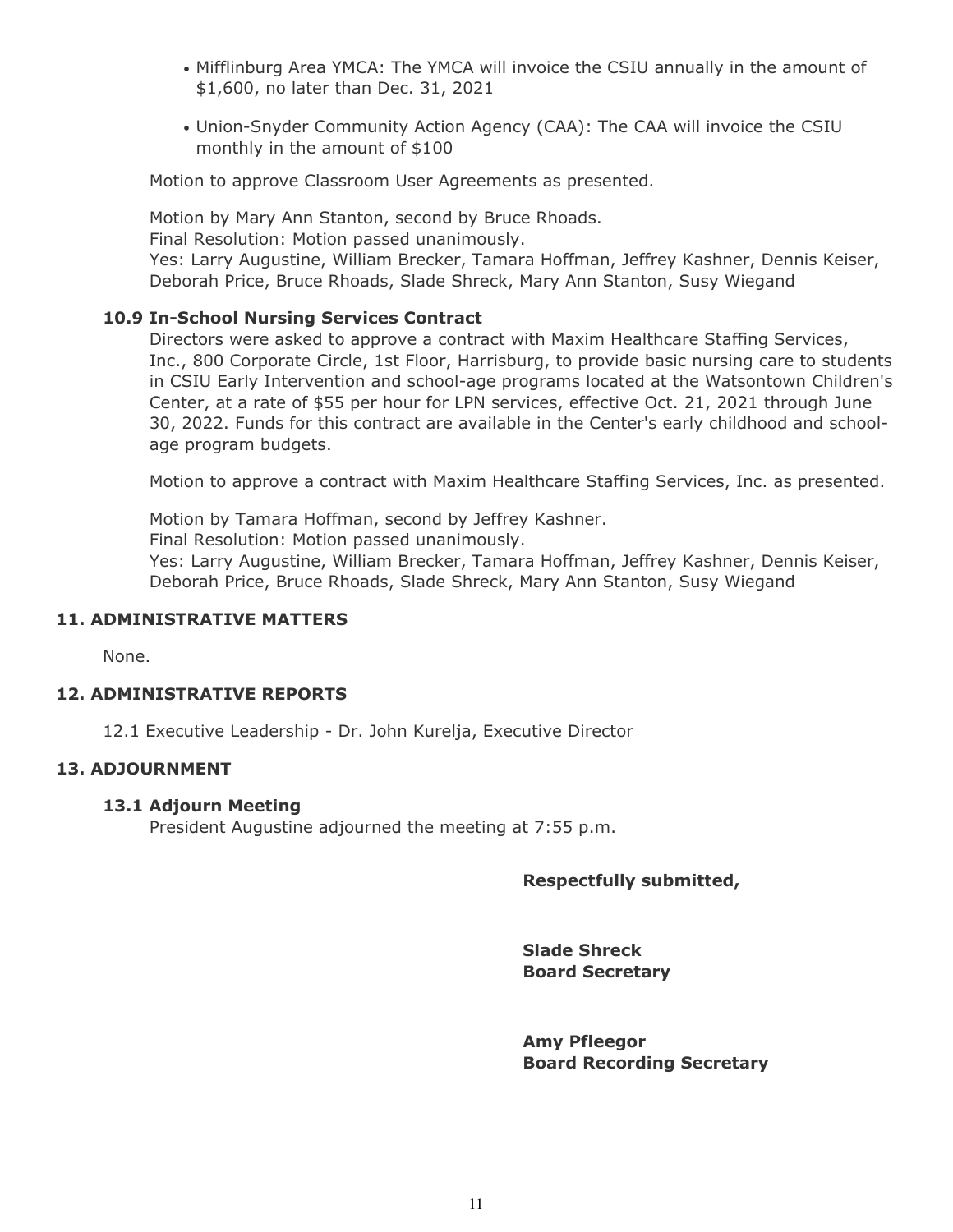- Mifflinburg Area YMCA: The YMCA will invoice the CSIU annually in the amount of $1,600, no later than Dec. 31, 2021
- Union-Snyder Community Action Agency (CAA): The CAA will invoice the CSIU monthly in the amount of $100

Motion to approve Classroom User Agreements as presented.

Motion by Mary Ann Stanton, second by Bruce Rhoads.
Final Resolution: Motion passed unanimously.
Yes: Larry Augustine, William Brecker, Tamara Hoffman, Jeffrey Kashner, Dennis Keiser, Deborah Price, Bruce Rhoads, Slade Shreck, Mary Ann Stanton, Susy Wiegand

### 10.9 In-School Nursing Services Contract

Directors were asked to approve a contract with Maxim Healthcare Staffing Services, Inc., 800 Corporate Circle, 1st Floor, Harrisburg, to provide basic nursing care to students in CSIU Early Intervention and school-age programs located at the Watsontown Children's Center, at a rate of $55 per hour for LPN services, effective Oct. 21, 2021 through June 30, 2022. Funds for this contract are available in the Center's early childhood and school-age program budgets.

Motion to approve a contract with Maxim Healthcare Staffing Services, Inc. as presented.

Motion by Tamara Hoffman, second by Jeffrey Kashner.
Final Resolution: Motion passed unanimously.
Yes: Larry Augustine, William Brecker, Tamara Hoffman, Jeffrey Kashner, Dennis Keiser, Deborah Price, Bruce Rhoads, Slade Shreck, Mary Ann Stanton, Susy Wiegand

## 11. ADMINISTRATIVE MATTERS

None.

## 12. ADMINISTRATIVE REPORTS

12.1 Executive Leadership - Dr. John Kurelja, Executive Director

## 13. ADJOURNMENT

### 13.1 Adjourn Meeting

President Augustine adjourned the meeting at 7:55 p.m.

**Respectfully submitted,**

**Slade Shreck**
**Board Secretary**

**Amy Pfleegor**
**Board Recording Secretary**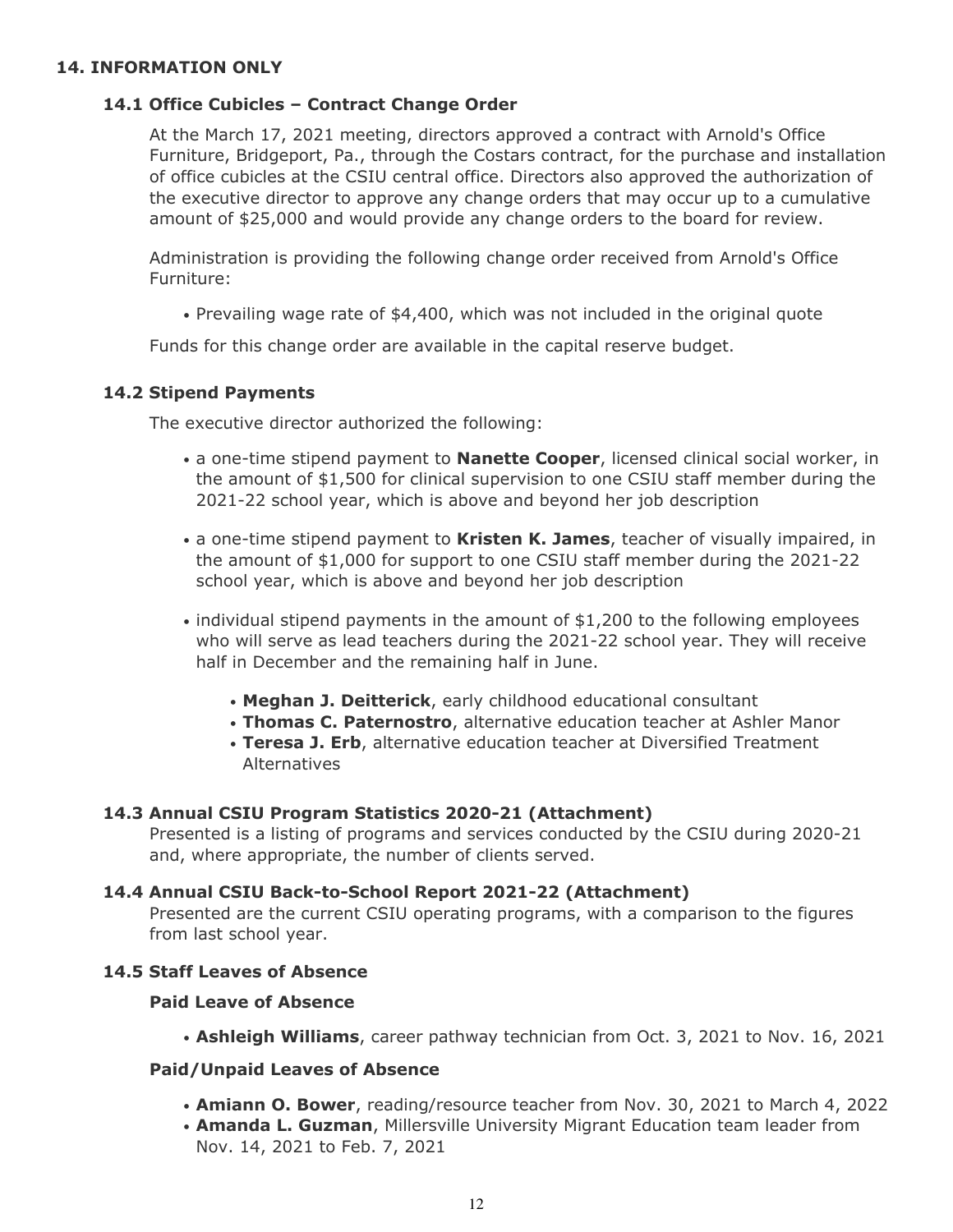## 14. INFORMATION ONLY

### 14.1 Office Cubicles – Contract Change Order

At the March 17, 2021 meeting, directors approved a contract with Arnold's Office Furniture, Bridgeport, Pa., through the Costars contract, for the purchase and installation of office cubicles at the CSIU central office. Directors also approved the authorization of the executive director to approve any change orders that may occur up to a cumulative amount of $25,000 and would provide any change orders to the board for review.

Administration is providing the following change order received from Arnold's Office Furniture:

- Prevailing wage rate of $4,400, which was not included in the original quote

Funds for this change order are available in the capital reserve budget.

### 14.2 Stipend Payments

The executive director authorized the following:

- a one-time stipend payment to **Nanette Cooper**, licensed clinical social worker, in the amount of $1,500 for clinical supervision to one CSIU staff member during the 2021-22 school year, which is above and beyond her job description
- a one-time stipend payment to **Kristen K. James**, teacher of visually impaired, in the amount of $1,000 for support to one CSIU staff member during the 2021-22 school year, which is above and beyond her job description
- individual stipend payments in the amount of $1,200 to the following employees who will serve as lead teachers during the 2021-22 school year. They will receive half in December and the remaining half in June.
  - **Meghan J. Deitterick**, early childhood educational consultant
  - **Thomas C. Paternostro**, alternative education teacher at Ashler Manor
  - **Teresa J. Erb**, alternative education teacher at Diversified Treatment Alternatives

### 14.3 Annual CSIU Program Statistics 2020-21 (Attachment)

Presented is a listing of programs and services conducted by the CSIU during 2020-21 and, where appropriate, the number of clients served.

### 14.4 Annual CSIU Back-to-School Report 2021-22 (Attachment)

Presented are the current CSIU operating programs, with a comparison to the figures from last school year.

### 14.5 Staff Leaves of Absence

#### Paid Leave of Absence

- **Ashleigh Williams**, career pathway technician from Oct. 3, 2021 to Nov. 16, 2021

#### Paid/Unpaid Leaves of Absence

- **Amiann O. Bower**, reading/resource teacher from Nov. 30, 2021 to March 4, 2022
- **Amanda L. Guzman**, Millersville University Migrant Education team leader from Nov. 14, 2021 to Feb. 7, 2021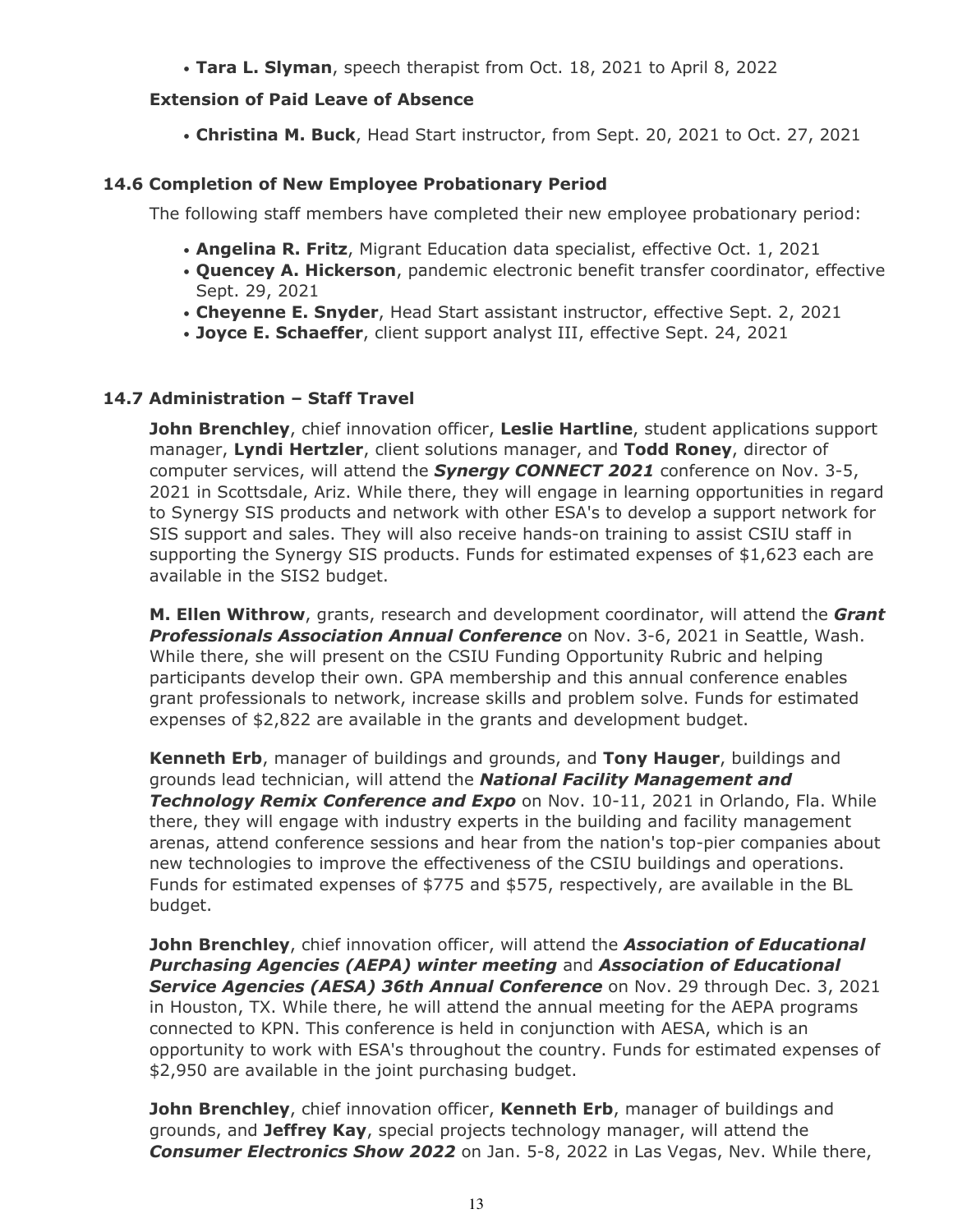- **Tara L. Slyman**, speech therapist from Oct. 18, 2021 to April 8, 2022

**Extension of Paid Leave of Absence**

- **Christina M. Buck**, Head Start instructor, from Sept. 20, 2021 to Oct. 27, 2021

### 14.6 Completion of New Employee Probationary Period

The following staff members have completed their new employee probationary period:

- **Angelina R. Fritz**, Migrant Education data specialist, effective Oct. 1, 2021
- **Quencey A. Hickerson**, pandemic electronic benefit transfer coordinator, effective Sept. 29, 2021
- **Cheyenne E. Snyder**, Head Start assistant instructor, effective Sept. 2, 2021
- **Joyce E. Schaeffer**, client support analyst III, effective Sept. 24, 2021

### 14.7 Administration – Staff Travel

**John Brenchley**, chief innovation officer, **Leslie Hartline**, student applications support manager, **Lyndi Hertzler**, client solutions manager, and **Todd Roney**, director of computer services, will attend the ***Synergy CONNECT 2021*** conference on Nov. 3-5, 2021 in Scottsdale, Ariz. While there, they will engage in learning opportunities in regard to Synergy SIS products and network with other ESA's to develop a support network for SIS support and sales. They will also receive hands-on training to assist CSIU staff in supporting the Synergy SIS products. Funds for estimated expenses of $1,623 each are available in the SIS2 budget.

**M. Ellen Withrow**, grants, research and development coordinator, will attend the ***Grant Professionals Association Annual Conference*** on Nov. 3-6, 2021 in Seattle, Wash. While there, she will present on the CSIU Funding Opportunity Rubric and helping participants develop their own. GPA membership and this annual conference enables grant professionals to network, increase skills and problem solve. Funds for estimated expenses of $2,822 are available in the grants and development budget.

**Kenneth Erb**, manager of buildings and grounds, and **Tony Hauger**, buildings and grounds lead technician, will attend the ***National Facility Management and Technology Remix Conference and Expo*** on Nov. 10-11, 2021 in Orlando, Fla. While there, they will engage with industry experts in the building and facility management arenas, attend conference sessions and hear from the nation's top-pier companies about new technologies to improve the effectiveness of the CSIU buildings and operations. Funds for estimated expenses of $775 and $575, respectively, are available in the BL budget.

**John Brenchley**, chief innovation officer, will attend the ***Association of Educational Purchasing Agencies (AEPA) winter meeting*** and ***Association of Educational Service Agencies (AESA) 36th Annual Conference*** on Nov. 29 through Dec. 3, 2021 in Houston, TX. While there, he will attend the annual meeting for the AEPA programs connected to KPN. This conference is held in conjunction with AESA, which is an opportunity to work with ESA's throughout the country. Funds for estimated expenses of $2,950 are available in the joint purchasing budget.

**John Brenchley**, chief innovation officer, **Kenneth Erb**, manager of buildings and grounds, and **Jeffrey Kay**, special projects technology manager, will attend the ***Consumer Electronics Show 2022*** on Jan. 5-8, 2022 in Las Vegas, Nev. While there,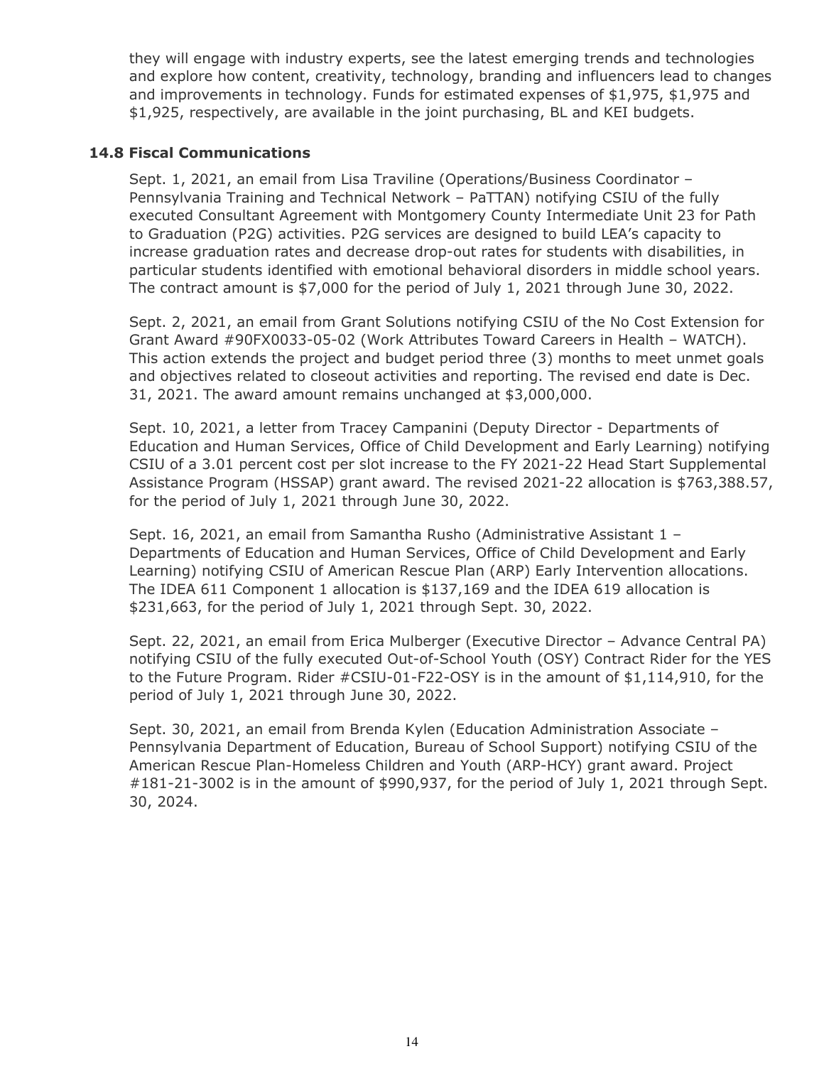they will engage with industry experts, see the latest emerging trends and technologies and explore how content, creativity, technology, branding and influencers lead to changes and improvements in technology. Funds for estimated expenses of $1,975, $1,975 and $1,925, respectively, are available in the joint purchasing, BL and KEI budgets.

### 14.8 Fiscal Communications

Sept. 1, 2021, an email from Lisa Traviline (Operations/Business Coordinator – Pennsylvania Training and Technical Network – PaTTAN) notifying CSIU of the fully executed Consultant Agreement with Montgomery County Intermediate Unit 23 for Path to Graduation (P2G) activities. P2G services are designed to build LEA's capacity to increase graduation rates and decrease drop-out rates for students with disabilities, in particular students identified with emotional behavioral disorders in middle school years. The contract amount is $7,000 for the period of July 1, 2021 through June 30, 2022.

Sept. 2, 2021, an email from Grant Solutions notifying CSIU of the No Cost Extension for Grant Award #90FX0033-05-02 (Work Attributes Toward Careers in Health – WATCH). This action extends the project and budget period three (3) months to meet unmet goals and objectives related to closeout activities and reporting. The revised end date is Dec. 31, 2021. The award amount remains unchanged at $3,000,000.

Sept. 10, 2021, a letter from Tracey Campanini (Deputy Director - Departments of Education and Human Services, Office of Child Development and Early Learning) notifying CSIU of a 3.01 percent cost per slot increase to the FY 2021-22 Head Start Supplemental Assistance Program (HSSAP) grant award. The revised 2021-22 allocation is $763,388.57, for the period of July 1, 2021 through June 30, 2022.

Sept. 16, 2021, an email from Samantha Rusho (Administrative Assistant 1 – Departments of Education and Human Services, Office of Child Development and Early Learning) notifying CSIU of American Rescue Plan (ARP) Early Intervention allocations. The IDEA 611 Component 1 allocation is $137,169 and the IDEA 619 allocation is $231,663, for the period of July 1, 2021 through Sept. 30, 2022.

Sept. 22, 2021, an email from Erica Mulberger (Executive Director – Advance Central PA) notifying CSIU of the fully executed Out-of-School Youth (OSY) Contract Rider for the YES to the Future Program. Rider #CSIU-01-F22-OSY is in the amount of $1,114,910, for the period of July 1, 2021 through June 30, 2022.

Sept. 30, 2021, an email from Brenda Kylen (Education Administration Associate – Pennsylvania Department of Education, Bureau of School Support) notifying CSIU of the American Rescue Plan-Homeless Children and Youth (ARP-HCY) grant award. Project #181-21-3002 is in the amount of $990,937, for the period of July 1, 2021 through Sept. 30, 2024.